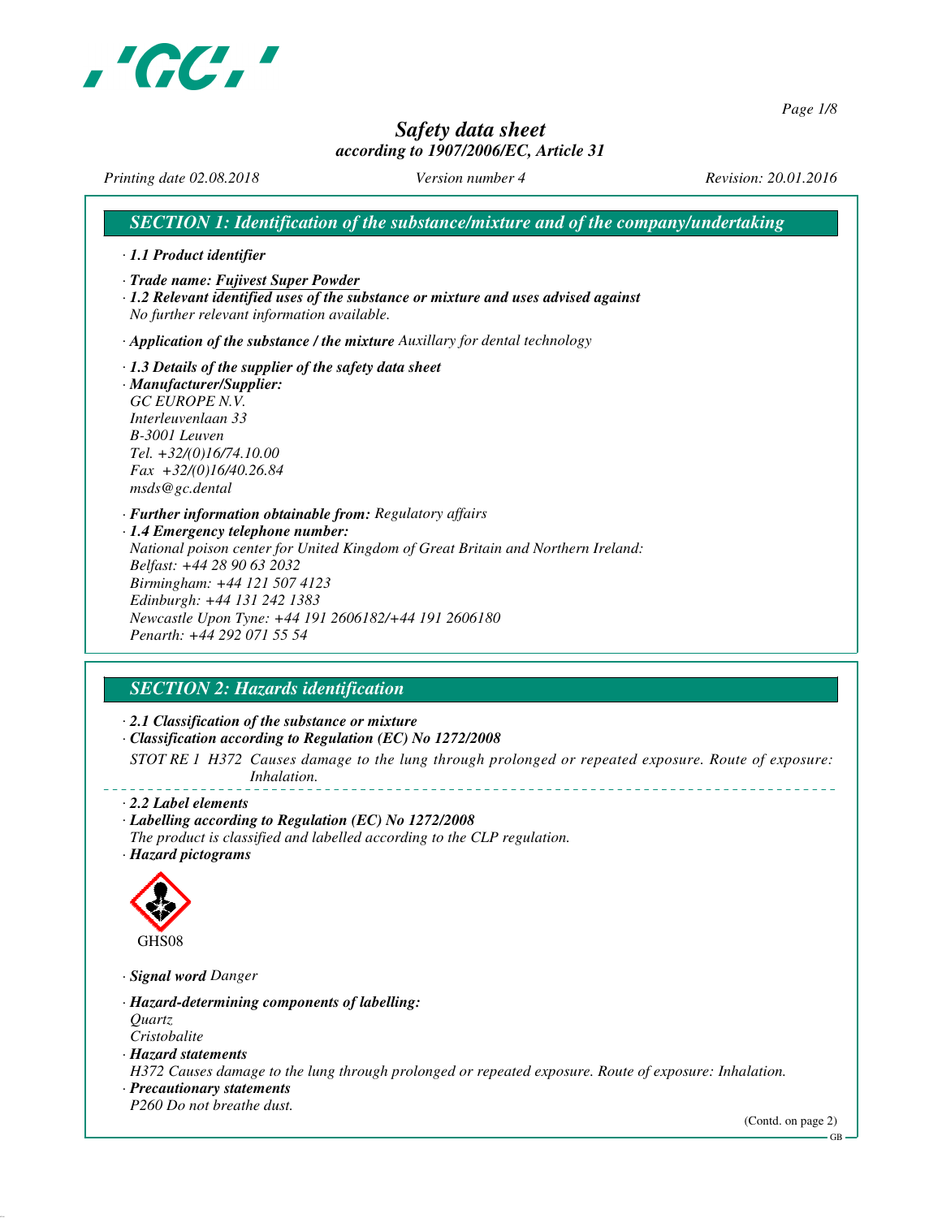# Safety data sheet

*according to 1907/2006/EC, Article 31*

*Printing date 02.08.2018* *Version number 4* *Revision: 20.01.2016*

## SECTION 1: Identification of the substance/mixture and of the company/undertaking

· **1.1 Product identifier**

· **Trade name: Fujivest Super Powder**

· **1.2 Relevant identified uses of the substance or mixture and uses advised against**
*No further relevant information available.*

· **Application of the substance / the mixture** *Auxillary for dental technology*

· **1.3 Details of the supplier of the safety data sheet**

· **Manufacturer/Supplier:**
*GC EUROPE N.V.*
*Interleuvenlaan 33*
*B-3001 Leuven*
*Tel. +32/(0)16/74.10.00*
*Fax +32/(0)16/40.26.84*
*msds@gc.dental*

· **Further information obtainable from:** *Regulatory affairs*

· **1.4 Emergency telephone number:**
*National poison center for United Kingdom of Great Britain and Northern Ireland:*
*Belfast: +44 28 90 63 2032*
*Birmingham: +44 121 507 4123*
*Edinburgh: +44 131 242 1383*
*Newcastle Upon Tyne: +44 191 2606182/+44 191 2606180*
*Penarth: +44 292 071 55 54*

## SECTION 2: Hazards identification

· **2.1 Classification of the substance or mixture**

· **Classification according to Regulation (EC) No 1272/2008**

STOT RE 1 H372 Causes damage to the lung through prolonged or repeated exposure. Route of exposure: Inhalation.

· **2.2 Label elements**

· **Labelling according to Regulation (EC) No 1272/2008**
*The product is classified and labelled according to the CLP regulation.*

· **Hazard pictograms**

GHS08

· **Signal word** *Danger*

· **Hazard-determining components of labelling:**
*Quartz*
*Cristobalite*

· **Hazard statements**
*H372 Causes damage to the lung through prolonged or repeated exposure. Route of exposure: Inhalation.*

· **Precautionary statements**
*P260 Do not breathe dust.*

(Contd. on page 2)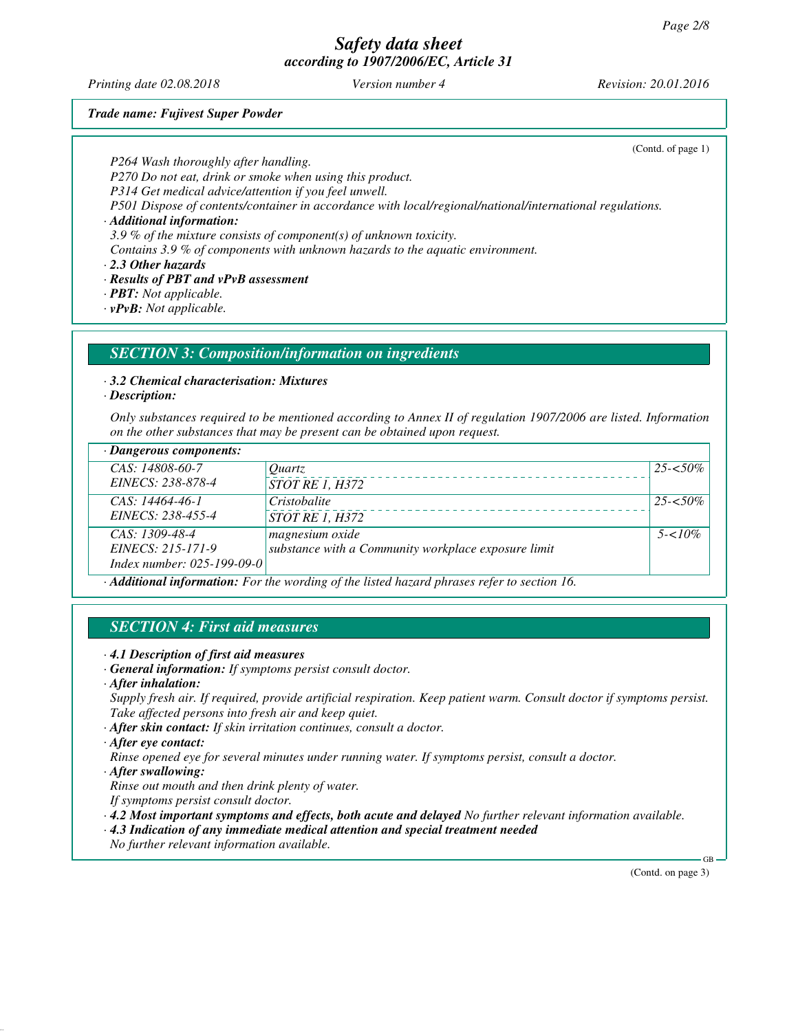*Trade name: Fujivest Super Powder*

(Contd. of page 1)

P264 Wash thoroughly after handling.
P270 Do not eat, drink or smoke when using this product.
P314 Get medical advice/attention if you feel unwell.
P501 Dispose of contents/container in accordance with local/regional/national/international regulations.

· **Additional information:**
3.9 % of the mixture consists of component(s) of unknown toxicity.
Contains 3.9 % of components with unknown hazards to the aquatic environment.

· **2.3 Other hazards**
· **Results of PBT and vPvB assessment**
· **PBT:** Not applicable.
· **vPvB:** Not applicable.

## SECTION 3: Composition/information on ingredients

· **3.2 Chemical characterisation: Mixtures**
· **Description:**

Only substances required to be mentioned according to Annex II of regulation 1907/2006 are listed. Information on the other substances that may be present can be obtained upon request.

| · Dangerous components: | | |
|---|---|---|
| CAS: 14808-60-7<br>EINECS: 238-878-4 | Quartz<br>STOT RE 1, H372 | 25-<50% |
| CAS: 14464-46-1<br>EINECS: 238-455-4 | Cristobalite<br>STOT RE 1, H372 | 25-<50% |
| CAS: 1309-48-4<br>EINECS: 215-171-9<br>Index number: 025-199-09-0 | magnesium oxide<br>substance with a Community workplace exposure limit | 5-<10% |

· **Additional information:** For the wording of the listed hazard phrases refer to section 16.

## SECTION 4: First aid measures

· **4.1 Description of first aid measures**
· **General information:** If symptoms persist consult doctor.
· **After inhalation:**
Supply fresh air. If required, provide artificial respiration. Keep patient warm. Consult doctor if symptoms persist.
Take affected persons into fresh air and keep quiet.
· **After skin contact:** If skin irritation continues, consult a doctor.
· **After eye contact:**
Rinse opened eye for several minutes under running water. If symptoms persist, consult a doctor.
· **After swallowing:**
Rinse out mouth and then drink plenty of water.
If symptoms persist consult doctor.
· **4.2 Most important symptoms and effects, both acute and delayed** No further relevant information available.
· **4.3 Indication of any immediate medical attention and special treatment needed**
No further relevant information available.

(Contd. on page 3)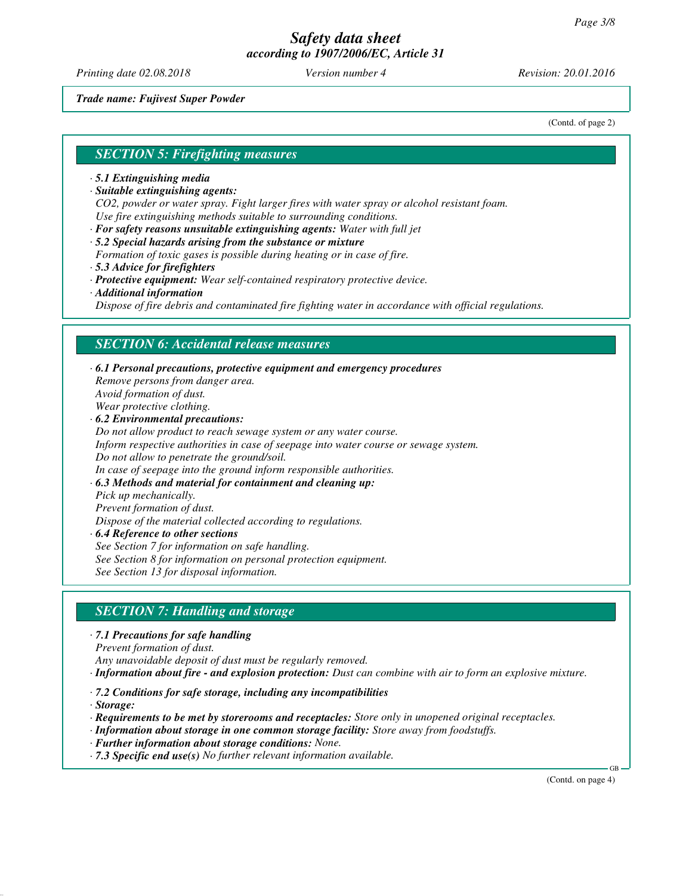(Contd. of page 2)

## SECTION 5: Firefighting measures

· **5.1 Extinguishing media**

· **Suitable extinguishing agents:**
CO2, powder or water spray. Fight larger fires with water spray or alcohol resistant foam.
Use fire extinguishing methods suitable to surrounding conditions.

· **For safety reasons unsuitable extinguishing agents:** Water with full jet

· **5.2 Special hazards arising from the substance or mixture**
Formation of toxic gases is possible during heating or in case of fire.

· **5.3 Advice for firefighters**

· **Protective equipment:** Wear self-contained respiratory protective device.

· **Additional information**
Dispose of fire debris and contaminated fire fighting water in accordance with official regulations.

## SECTION 6: Accidental release measures

· **6.1 Personal precautions, protective equipment and emergency procedures**
Remove persons from danger area.
Avoid formation of dust.
Wear protective clothing.

· **6.2 Environmental precautions:**
Do not allow product to reach sewage system or any water course.
Inform respective authorities in case of seepage into water course or sewage system.
Do not allow to penetrate the ground/soil.
In case of seepage into the ground inform responsible authorities.

· **6.3 Methods and material for containment and cleaning up:**
Pick up mechanically.
Prevent formation of dust.
Dispose of the material collected according to regulations.

· **6.4 Reference to other sections**
See Section 7 for information on safe handling.
See Section 8 for information on personal protection equipment.
See Section 13 for disposal information.

## SECTION 7: Handling and storage

· **7.1 Precautions for safe handling**
Prevent formation of dust.
Any unavoidable deposit of dust must be regularly removed.

· **Information about fire - and explosion protection:** Dust can combine with air to form an explosive mixture.

· **7.2 Conditions for safe storage, including any incompatibilities**

· **Storage:**

· **Requirements to be met by storerooms and receptacles:** Store only in unopened original receptacles.

· **Information about storage in one common storage facility:** Store away from foodstuffs.

· **Further information about storage conditions:** None.

· **7.3 Specific end use(s)** No further relevant information available.

(Contd. on page 4)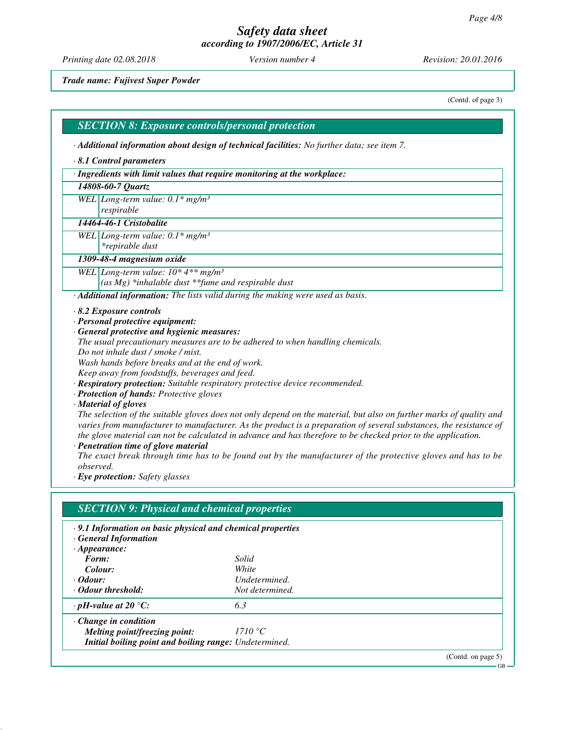*Trade name: Fujivest Super Powder*

(Contd. of page 3)

## SECTION 8: Exposure controls/personal protection

· **Additional information about design of technical facilities:** No further data; see item 7.

· **8.1 Control parameters**

· **Ingredients with limit values that require monitoring at the workplace:**

| | |
|---|---|
| **14808-60-7 Quartz** | |
| WEL | Long-term value: 0.1* mg/m³<br>respirable |
| **14464-46-1 Cristobalite** | |
| WEL | Long-term value: 0.1* mg/m³<br>*repirable dust |
| **1309-48-4 magnesium oxide** | |
| WEL | Long-term value: 10* 4** mg/m³<br>(as Mg) *inhalable dust **fume and respirable dust |

· **Additional information:** The lists valid during the making were used as basis.

· **8.2 Exposure controls**

· **Personal protective equipment:**

· **General protective and hygienic measures:**

The usual precautionary measures are to be adhered to when handling chemicals.
Do not inhale dust / smoke / mist.
Wash hands before breaks and at the end of work.
Keep away from foodstuffs, beverages and feed.

· **Respiratory protection:** Suitable respiratory protective device recommended.

· **Protection of hands:** Protective gloves

· **Material of gloves**

The selection of the suitable gloves does not only depend on the material, but also on further marks of quality and varies from manufacturer to manufacturer. As the product is a preparation of several substances, the resistance of the glove material can not be calculated in advance and has therefore to be checked prior to the application.

· **Penetration time of glove material**

The exact break through time has to be found out by the manufacturer of the protective gloves and has to be observed.

· **Eye protection:** Safety glasses

## SECTION 9: Physical and chemical properties

· **9.1 Information on basic physical and chemical properties**

· **General Information**

| | |
|---|---|
| · **Appearance:** | |
| **Form:** | Solid |
| **Colour:** | White |
| · **Odour:** | Undetermined. |
| · **Odour threshold:** | Not determined. |
| · **pH-value at 20 °C:** | 6.3 |
| · **Change in condition** | |
| **Melting point/freezing point:** | 1710 °C |
| **Initial boiling point and boiling range:** | Undetermined. |

(Contd. on page 5)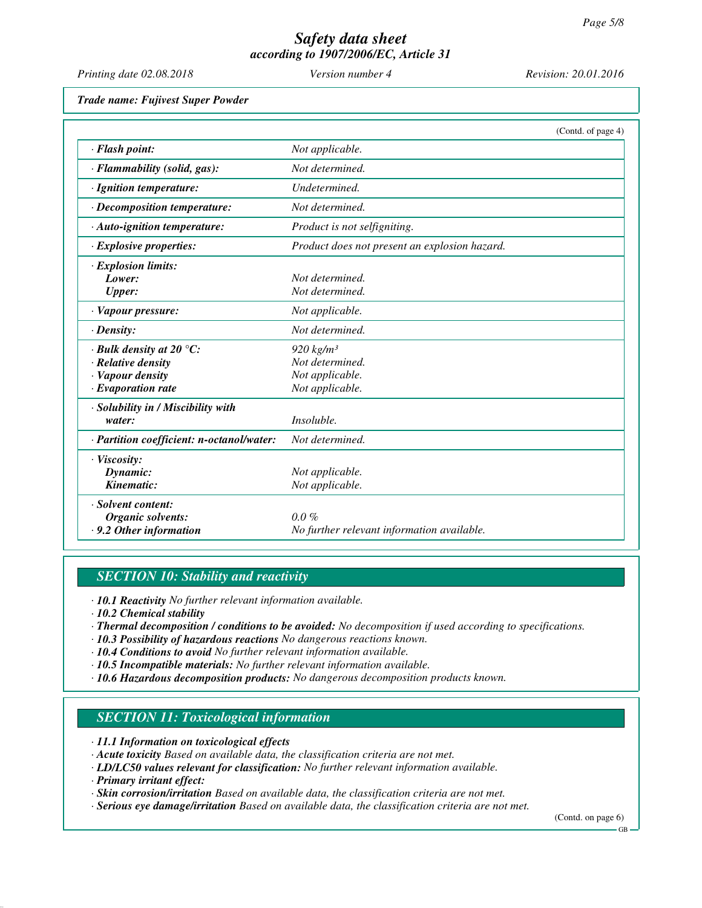*Trade name: Fujivest Super Powder*

(Contd. of page 4)

| | |
|---|---|
| · **Flash point:** | Not applicable. |
| · **Flammability (solid, gas):** | Not determined. |
| · **Ignition temperature:** | Undetermined. |
| · **Decomposition temperature:** | Not determined. |
| · **Auto-ignition temperature:** | Product is not selfigniting. |
| · **Explosive properties:** | Product does not present an explosion hazard. |
| · **Explosion limits:** | |
| **Lower:** | Not determined. |
| **Upper:** | Not determined. |
| · **Vapour pressure:** | Not applicable. |
| · **Density:** | Not determined. |
| · **Bulk density at 20 °C:** | 920 kg/m³ |
| · **Relative density** | Not determined. |
| · **Vapour density** | Not applicable. |
| · **Evaporation rate** | Not applicable. |
| · **Solubility in / Miscibility with water:** | Insoluble. |
| · **Partition coefficient: n-octanol/water:** | Not determined. |
| · **Viscosity:** | |
| **Dynamic:** | Not applicable. |
| **Kinematic:** | Not applicable. |
| · **Solvent content:** | |
| **Organic solvents:** | 0.0 % |
| · **9.2 Other information** | No further relevant information available. |

## SECTION 10: Stability and reactivity

· **10.1 Reactivity** No further relevant information available.
· **10.2 Chemical stability**
· **Thermal decomposition / conditions to be avoided:** No decomposition if used according to specifications.
· **10.3 Possibility of hazardous reactions** No dangerous reactions known.
· **10.4 Conditions to avoid** No further relevant information available.
· **10.5 Incompatible materials:** No further relevant information available.
· **10.6 Hazardous decomposition products:** No dangerous decomposition products known.

## SECTION 11: Toxicological information

· **11.1 Information on toxicological effects**
· **Acute toxicity** Based on available data, the classification criteria are not met.
· **LD/LC50 values relevant for classification:** No further relevant information available.
· **Primary irritant effect:**
· **Skin corrosion/irritation** Based on available data, the classification criteria are not met.
· **Serious eye damage/irritation** Based on available data, the classification criteria are not met.

(Contd. on page 6)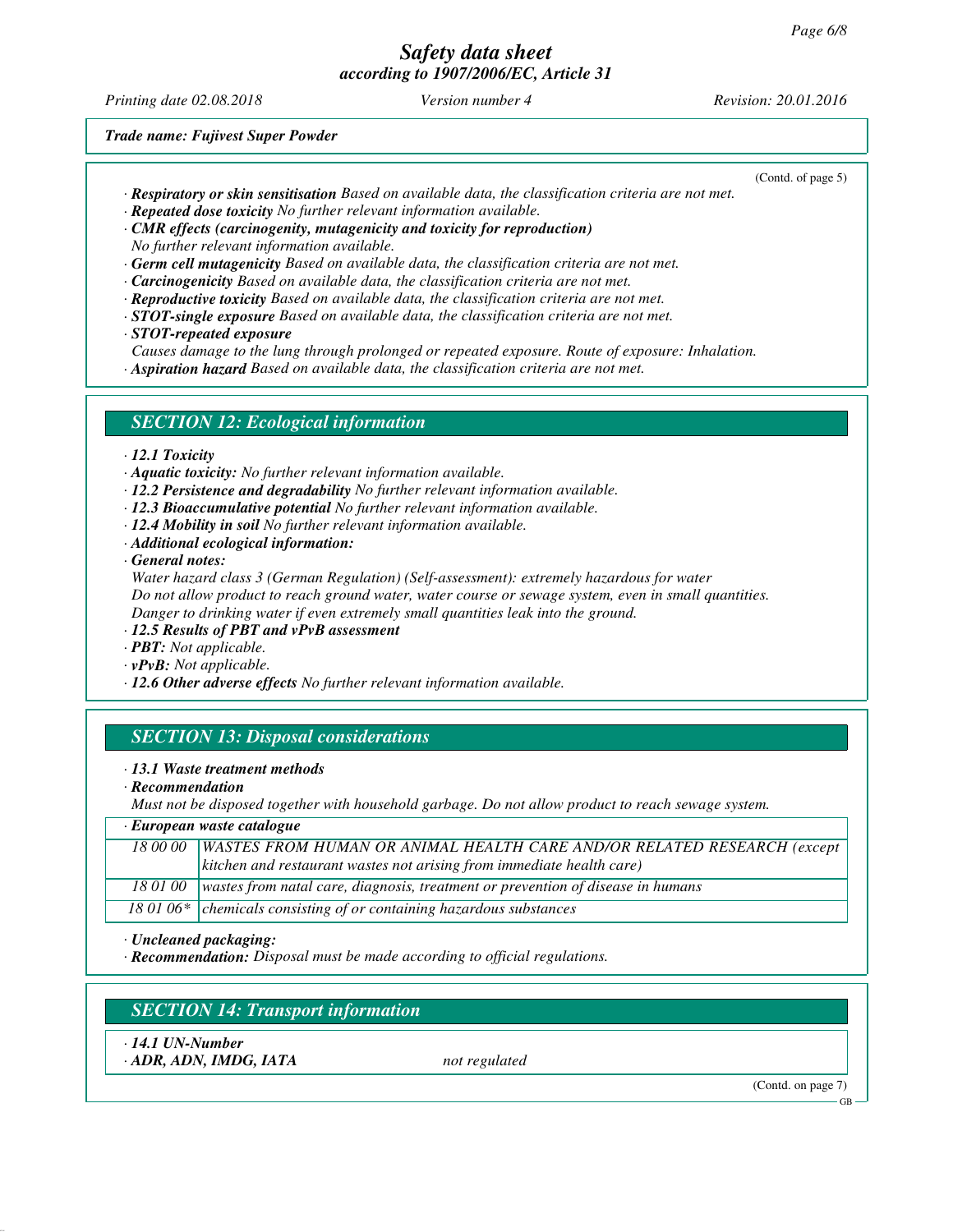*Trade name: Fujivest Super Powder*

(Contd. of page 5)

· ***Respiratory or skin sensitisation*** *Based on available data, the classification criteria are not met.*
· ***Repeated dose toxicity*** *No further relevant information available.*
· ***CMR effects (carcinogenity, mutagenicity and toxicity for reproduction)***
*No further relevant information available.*
· ***Germ cell mutagenicity*** *Based on available data, the classification criteria are not met.*
· ***Carcinogenicity*** *Based on available data, the classification criteria are not met.*
· ***Reproductive toxicity*** *Based on available data, the classification criteria are not met.*
· ***STOT-single exposure*** *Based on available data, the classification criteria are not met.*
· ***STOT-repeated exposure***
*Causes damage to the lung through prolonged or repeated exposure. Route of exposure: Inhalation.*
· ***Aspiration hazard*** *Based on available data, the classification criteria are not met.*

## *SECTION 12: Ecological information*

· ***12.1 Toxicity***
· ***Aquatic toxicity:*** *No further relevant information available.*
· ***12.2 Persistence and degradability*** *No further relevant information available.*
· ***12.3 Bioaccumulative potential*** *No further relevant information available.*
· ***12.4 Mobility in soil*** *No further relevant information available.*
· ***Additional ecological information:***
· ***General notes:***
*Water hazard class 3 (German Regulation) (Self-assessment): extremely hazardous for water*
*Do not allow product to reach ground water, water course or sewage system, even in small quantities.*
*Danger to drinking water if even extremely small quantities leak into the ground.*
· ***12.5 Results of PBT and vPvB assessment***
· ***PBT:*** *Not applicable.*
· ***vPvB:*** *Not applicable.*
· ***12.6 Other adverse effects*** *No further relevant information available.*

## *SECTION 13: Disposal considerations*

· ***13.1 Waste treatment methods***
· ***Recommendation***
*Must not be disposed together with household garbage. Do not allow product to reach sewage system.*

| · ***European waste catalogue*** | |
|---|---|
| *18 00 00* | *WASTES FROM HUMAN OR ANIMAL HEALTH CARE AND/OR RELATED RESEARCH (except kitchen and restaurant wastes not arising from immediate health care)* |
| *18 01 00* | *wastes from natal care, diagnosis, treatment or prevention of disease in humans* |
| *18 01 06** | *chemicals consisting of or containing hazardous substances* |

· ***Uncleaned packaging:***
· ***Recommendation:*** *Disposal must be made according to official regulations.*

## *SECTION 14: Transport information*

· ***14.1 UN-Number***
· ***ADR, ADN, IMDG, IATA*** *not regulated*

(Contd. on page 7)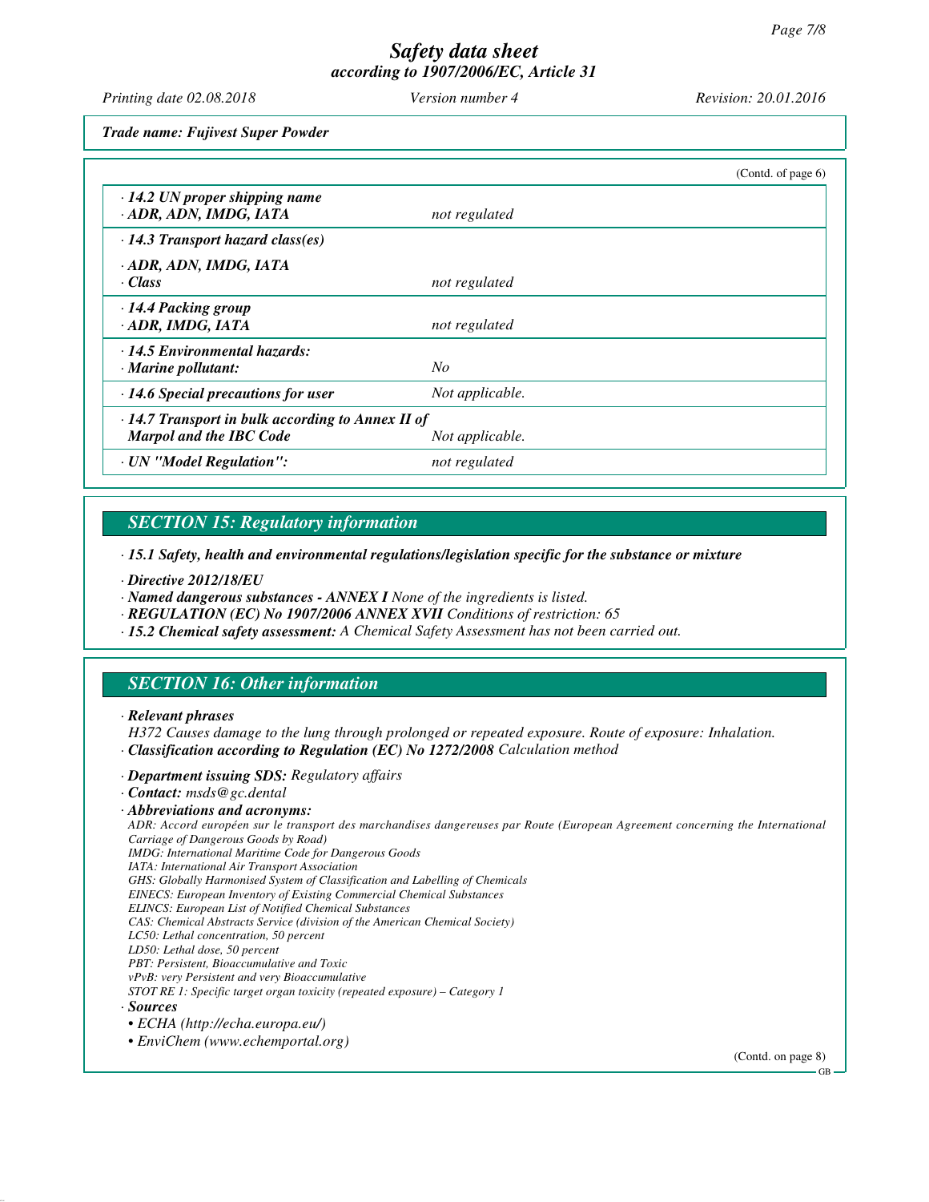*Safety data sheet*
*according to 1907/2006/EC, Article 31*

*Printing date 02.08.2018* *Version number 4* *Revision: 20.01.2016*

***Trade name: Fujivest Super Powder***

(Contd. of page 6)

| | |
|---|---|
| · ***14.2 UN proper shipping name***<br>· ***ADR, ADN, IMDG, IATA*** | *not regulated* |
| · ***14.3 Transport hazard class(es)***<br>· ***ADR, ADN, IMDG, IATA***<br>· ***Class*** | *not regulated* |
| · ***14.4 Packing group***<br>· ***ADR, IMDG, IATA*** | *not regulated* |
| · ***14.5 Environmental hazards:***<br>· ***Marine pollutant:*** | *No* |
| · ***14.6 Special precautions for user*** | *Not applicable.* |
| · ***14.7 Transport in bulk according to Annex II of Marpol and the IBC Code*** | *Not applicable.* |
| · ***UN "Model Regulation":*** | *not regulated* |

## *SECTION 15: Regulatory information*

· ***15.1 Safety, health and environmental regulations/legislation specific for the substance or mixture***

· ***Directive 2012/18/EU***
· ***Named dangerous substances - ANNEX I*** *None of the ingredients is listed.*
· ***REGULATION (EC) No 1907/2006 ANNEX XVII*** *Conditions of restriction: 65*
· ***15.2 Chemical safety assessment:*** *A Chemical Safety Assessment has not been carried out.*

## *SECTION 16: Other information*

· ***Relevant phrases***
*H372 Causes damage to the lung through prolonged or repeated exposure. Route of exposure: Inhalation.*
· ***Classification according to Regulation (EC) No 1272/2008*** *Calculation method*

· ***Department issuing SDS:*** *Regulatory affairs*
· ***Contact:*** *msds@gc.dental*
· ***Abbreviations and acronyms:***
*ADR: Accord européen sur le transport des marchandises dangereuses par Route (European Agreement concerning the International Carriage of Dangerous Goods by Road)*
*IMDG: International Maritime Code for Dangerous Goods*
*IATA: International Air Transport Association*
*GHS: Globally Harmonised System of Classification and Labelling of Chemicals*
*EINECS: European Inventory of Existing Commercial Chemical Substances*
*ELINCS: European List of Notified Chemical Substances*
*CAS: Chemical Abstracts Service (division of the American Chemical Society)*
*LC50: Lethal concentration, 50 percent*
*LD50: Lethal dose, 50 percent*
*PBT: Persistent, Bioaccumulative and Toxic*
*vPvB: very Persistent and very Bioaccumulative*
*STOT RE 1: Specific target organ toxicity (repeated exposure) – Category 1*
· ***Sources***
- *ECHA (http://echa.europa.eu/)*
- *EnviChem (www.echemportal.org)*

(Contd. on page 8)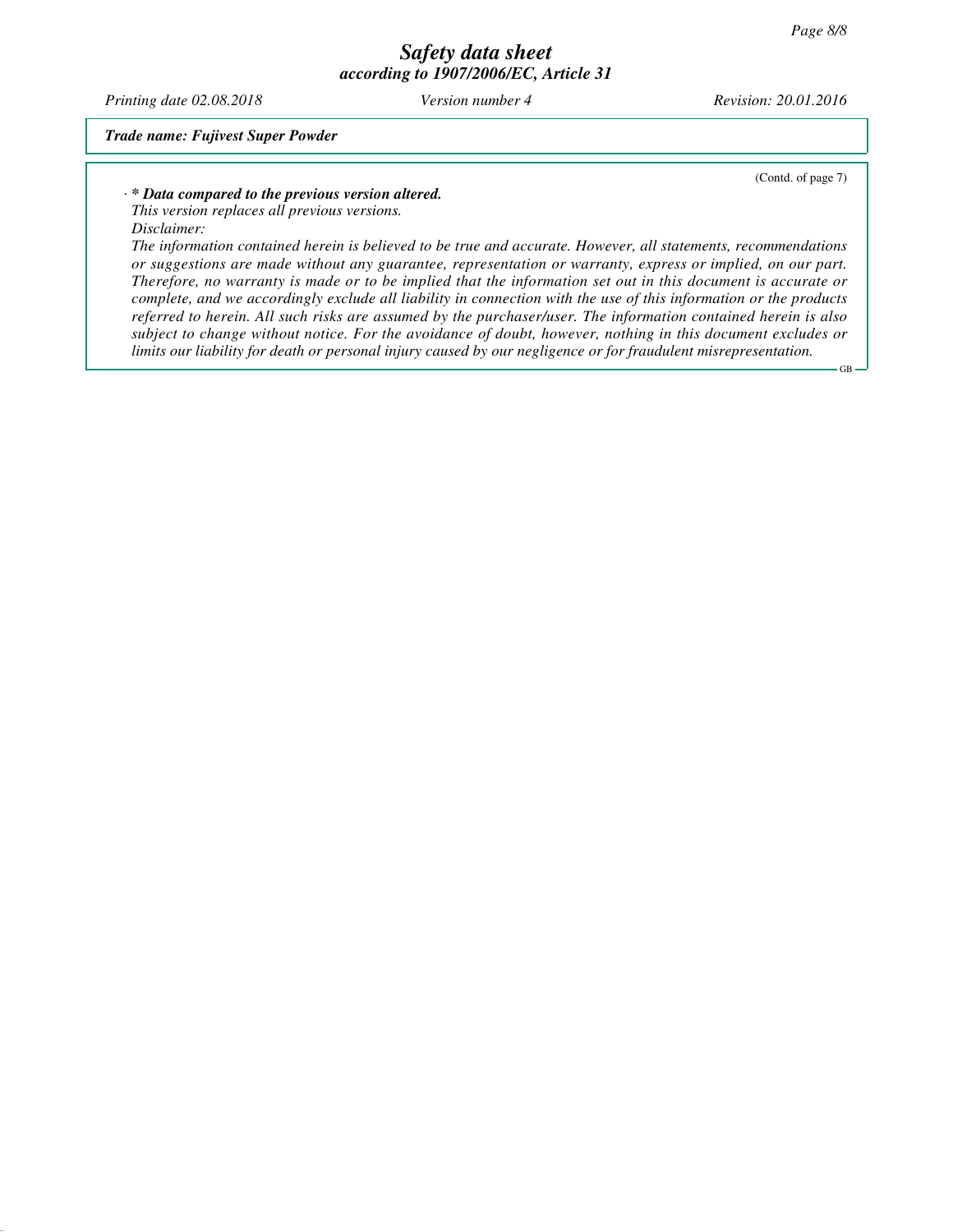*Trade name: Fujivest Super Powder*

(Contd. of page 7)

· ***\* Data compared to the previous version altered.***

*This version replaces all previous versions.*

*Disclaimer:*

*The information contained herein is believed to be true and accurate. However, all statements, recommendations or suggestions are made without any guarantee, representation or warranty, express or implied, on our part. Therefore, no warranty is made or to be implied that the information set out in this document is accurate or complete, and we accordingly exclude all liability in connection with the use of this information or the products referred to herein. All such risks are assumed by the purchaser/user. The information contained herein is also subject to change without notice. For the avoidance of doubt, however, nothing in this document excludes or limits our liability for death or personal injury caused by our negligence or for fraudulent misrepresentation.*

GB